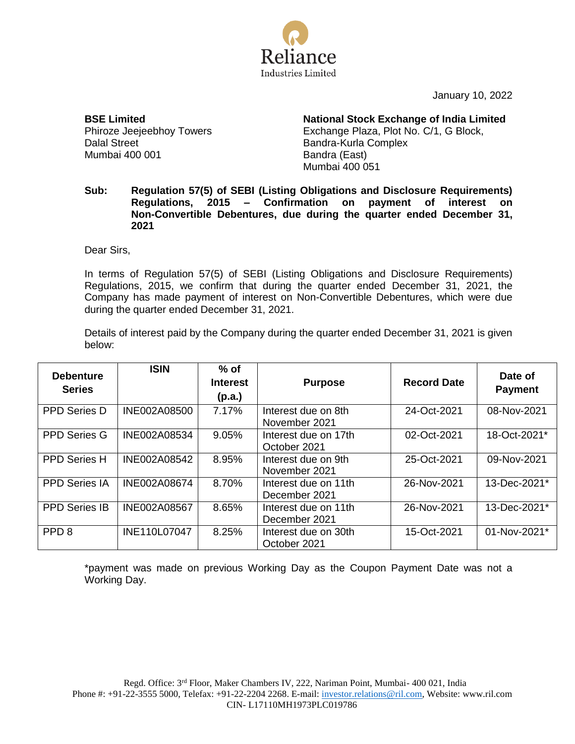Reliance Industries Limited

January 10, 2022

**BSE Limited**
Phiroze Jeejeebhoy Towers
Dalal Street
Mumbai 400 001

**National Stock Exchange of India Limited**
Exchange Plaza, Plot No. C/1, G Block,
Bandra-Kurla Complex
Bandra (East)
Mumbai 400 051

**Sub: Regulation 57(5) of SEBI (Listing Obligations and Disclosure Requirements) Regulations, 2015 – Confirmation on payment of interest on Non-Convertible Debentures, due during the quarter ended December 31, 2021**

Dear Sirs,

In terms of Regulation 57(5) of SEBI (Listing Obligations and Disclosure Requirements) Regulations, 2015, we confirm that during the quarter ended December 31, 2021, the Company has made payment of interest on Non-Convertible Debentures, which were due during the quarter ended December 31, 2021.

Details of interest paid by the Company during the quarter ended December 31, 2021 is given below:

| Debenture Series | ISIN | % of Interest (p.a.) | Purpose | Record Date | Date of Payment |
|---|---|---|---|---|---|
| PPD Series D | INE002A08500 | 7.17% | Interest due on 8th November 2021 | 24-Oct-2021 | 08-Nov-2021 |
| PPD Series G | INE002A08534 | 9.05% | Interest due on 17th October 2021 | 02-Oct-2021 | 18-Oct-2021* |
| PPD Series H | INE002A08542 | 8.95% | Interest due on 9th November 2021 | 25-Oct-2021 | 09-Nov-2021 |
| PPD Series IA | INE002A08674 | 8.70% | Interest due on 11th December 2021 | 26-Nov-2021 | 13-Dec-2021* |
| PPD Series IB | INE002A08567 | 8.65% | Interest due on 11th December 2021 | 26-Nov-2021 | 13-Dec-2021* |
| PPD 8 | INE110L07047 | 8.25% | Interest due on 30th October 2021 | 15-Oct-2021 | 01-Nov-2021* |

*payment was made on previous Working Day as the Coupon Payment Date was not a Working Day.

Regd. Office: 3rd Floor, Maker Chambers IV, 222, Nariman Point, Mumbai- 400 021, India
Phone #: +91-22-3555 5000, Telefax: +91-22-2204 2268. E-mail: investor.relations@ril.com, Website: www.ril.com
CIN- L17110MH1973PLC019786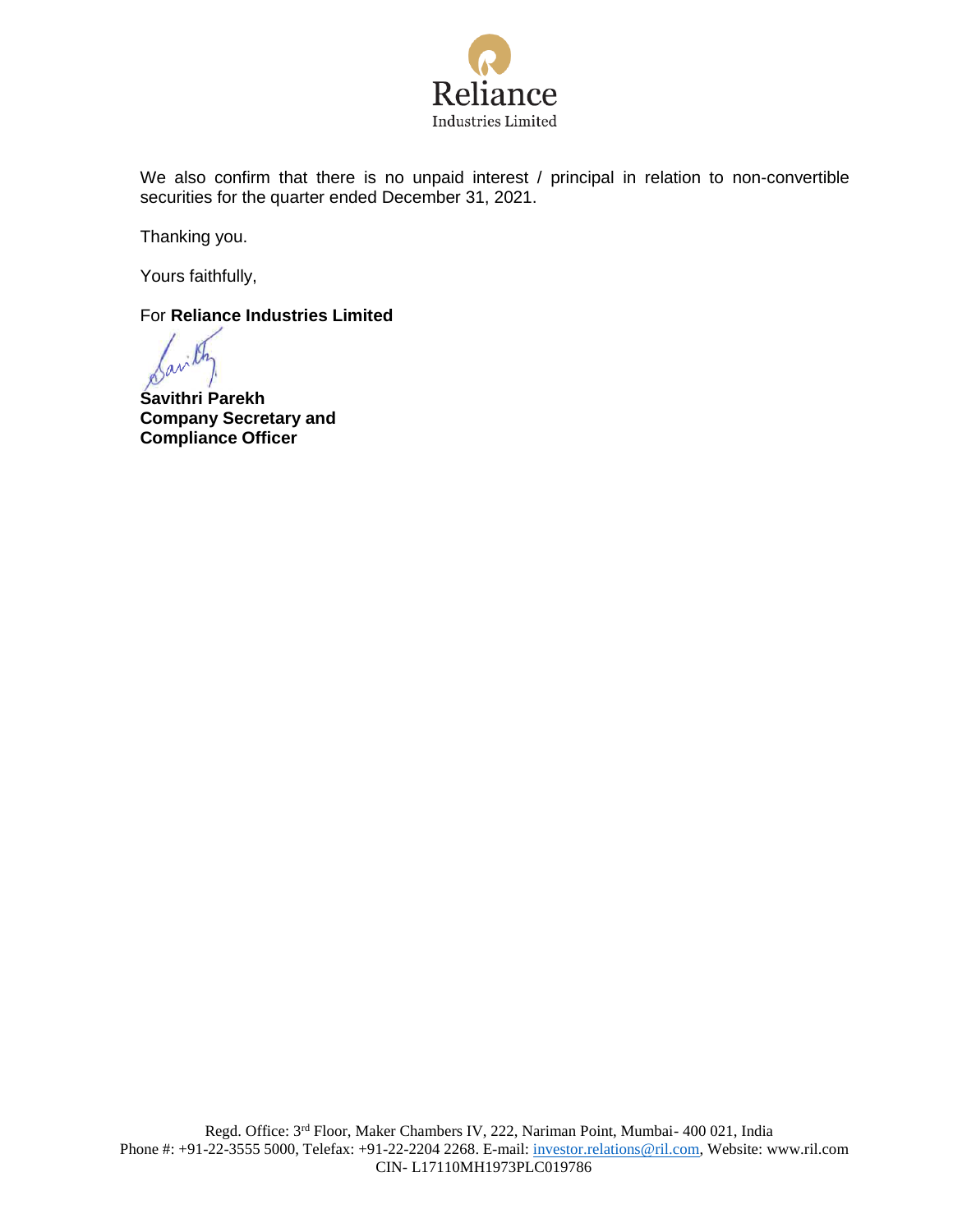We also confirm that there is no unpaid interest / principal in relation to non-convertible securities for the quarter ended December 31, 2021.

Thanking you.

Yours faithfully,

For **Reliance Industries Limited**

**Savithri Parekh**
**Company Secretary and**
**Compliance Officer**